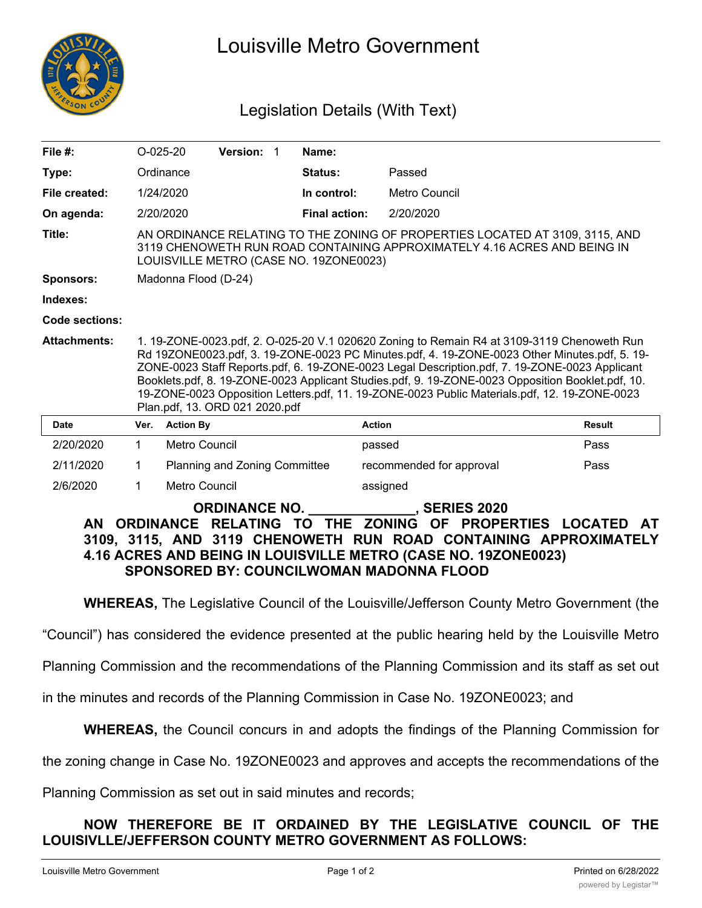# Louisville Metro Government

## Legislation Details (With Text)

| | | | |
|---|---|---|---|
| **File #:** | O-025-20 **Version:** 1 | **Name:** | |
| **Type:** | Ordinance | **Status:** | Passed |
| **File created:** | 1/24/2020 | **In control:** | Metro Council |
| **On agenda:** | 2/20/2020 | **Final action:** | 2/20/2020 |

**Title:** AN ORDINANCE RELATING TO THE ZONING OF PROPERTIES LOCATED AT 3109, 3115, AND 3119 CHENOWETH RUN ROAD CONTAINING APPROXIMATELY 4.16 ACRES AND BEING IN LOUISVILLE METRO (CASE NO. 19ZONE0023)

**Sponsors:** Madonna Flood (D-24)

**Indexes:**

**Code sections:**

**Attachments:** 1. 19-ZONE-0023.pdf, 2. O-025-20 V.1 020620 Zoning to Remain R4 at 3109-3119 Chenoweth Run Rd 19ZONE0023.pdf, 3. 19-ZONE-0023 PC Minutes.pdf, 4. 19-ZONE-0023 Other Minutes.pdf, 5. 19-ZONE-0023 Staff Reports.pdf, 6. 19-ZONE-0023 Legal Description.pdf, 7. 19-ZONE-0023 Applicant Booklets.pdf, 8. 19-ZONE-0023 Applicant Studies.pdf, 9. 19-ZONE-0023 Opposition Booklet.pdf, 10. 19-ZONE-0023 Opposition Letters.pdf, 11. 19-ZONE-0023 Public Materials.pdf, 12. 19-ZONE-0023 Plan.pdf, 13. ORD 021 2020.pdf

| Date | Ver. | Action By | Action | Result |
|---|---|---|---|---|
| 2/20/2020 | 1 | Metro Council | passed | Pass |
| 2/11/2020 | 1 | Planning and Zoning Committee | recommended for approval | Pass |
| 2/6/2020 | 1 | Metro Council | assigned | |

**ORDINANCE NO. \_\_\_\_\_\_\_\_\_\_\_\_\_\_, SERIES 2020**

**AN ORDINANCE RELATING TO THE ZONING OF PROPERTIES LOCATED AT 3109, 3115, AND 3119 CHENOWETH RUN ROAD CONTAINING APPROXIMATELY 4.16 ACRES AND BEING IN LOUISVILLE METRO (CASE NO. 19ZONE0023)**

**SPONSORED BY: COUNCILWOMAN MADONNA FLOOD**

**WHEREAS,** The Legislative Council of the Louisville/Jefferson County Metro Government (the "Council") has considered the evidence presented at the public hearing held by the Louisville Metro Planning Commission and the recommendations of the Planning Commission and its staff as set out in the minutes and records of the Planning Commission in Case No. 19ZONE0023; and

**WHEREAS,** the Council concurs in and adopts the findings of the Planning Commission for the zoning change in Case No. 19ZONE0023 and approves and accepts the recommendations of the Planning Commission as set out in said minutes and records;

**NOW THEREFORE BE IT ORDAINED BY THE LEGISLATIVE COUNCIL OF THE LOUISIVLLE/JEFFERSON COUNTY METRO GOVERNMENT AS FOLLOWS:**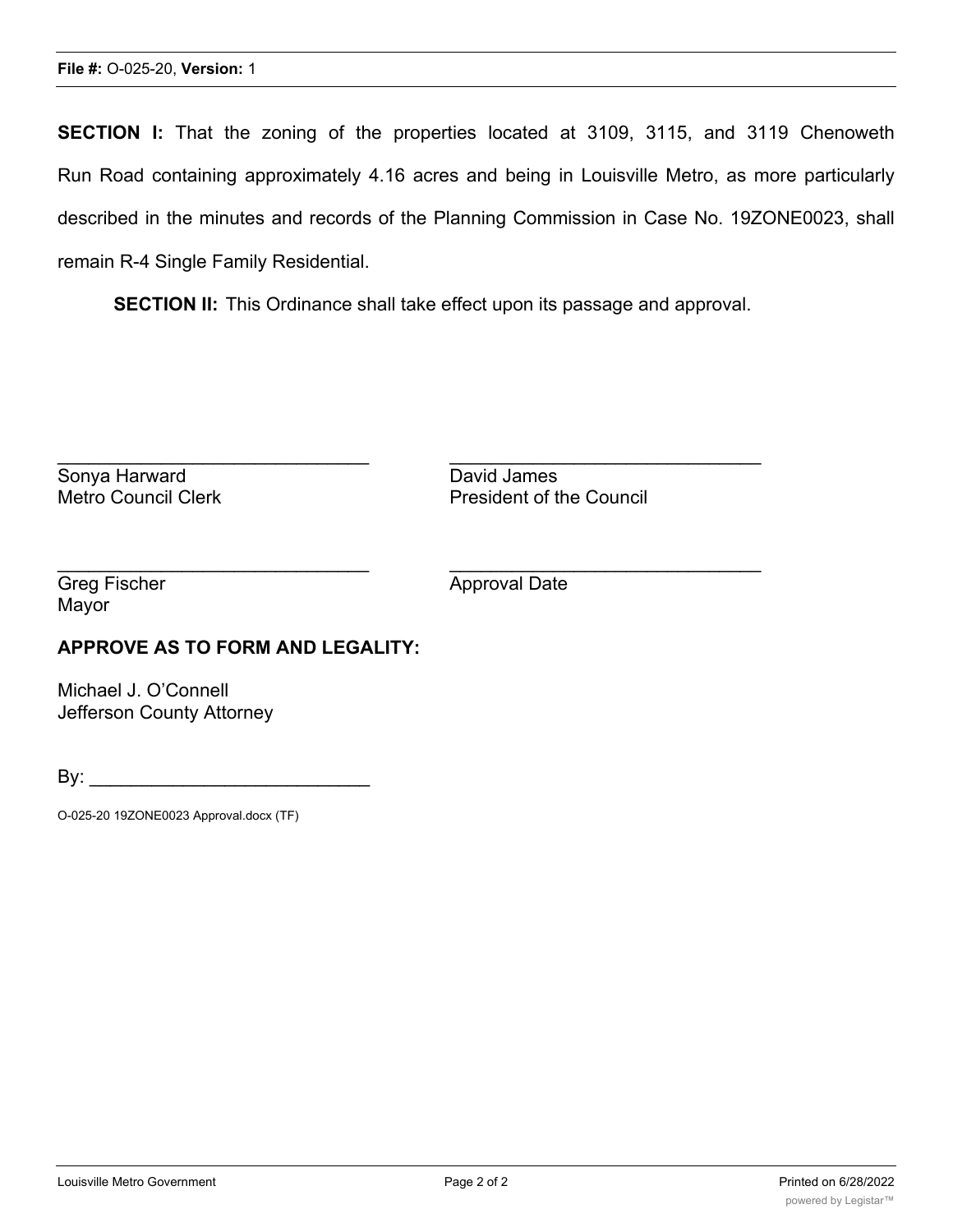**SECTION I:** That the zoning of the properties located at 3109, 3115, and 3119 Chenoweth Run Road containing approximately 4.16 acres and being in Louisville Metro, as more particularly described in the minutes and records of the Planning Commission in Case No. 19ZONE0023, shall remain R-4 Single Family Residential.

**SECTION II:** This Ordinance shall take effect upon its passage and approval.

\_\_\_\_\_\_\_\_\_\_\_\_\_\_\_\_\_\_\_\_\_\_\_\_\_\_\_\_\_\_
Sonya Harward
Metro Council Clerk

\_\_\_\_\_\_\_\_\_\_\_\_\_\_\_\_\_\_\_\_\_\_\_\_\_\_\_\_\_\_
David James
President of the Council

\_\_\_\_\_\_\_\_\_\_\_\_\_\_\_\_\_\_\_\_\_\_\_\_\_\_\_\_\_\_
Greg Fischer
Mayor

\_\_\_\_\_\_\_\_\_\_\_\_\_\_\_\_\_\_\_\_\_\_\_\_\_\_\_\_\_\_
Approval Date

**APPROVE AS TO FORM AND LEGALITY:**

Michael J. O'Connell
Jefferson County Attorney

By: \_\_\_\_\_\_\_\_\_\_\_\_\_\_\_\_\_\_\_\_\_\_\_\_\_\_\_

O-025-20 19ZONE0023 Approval.docx (TF)